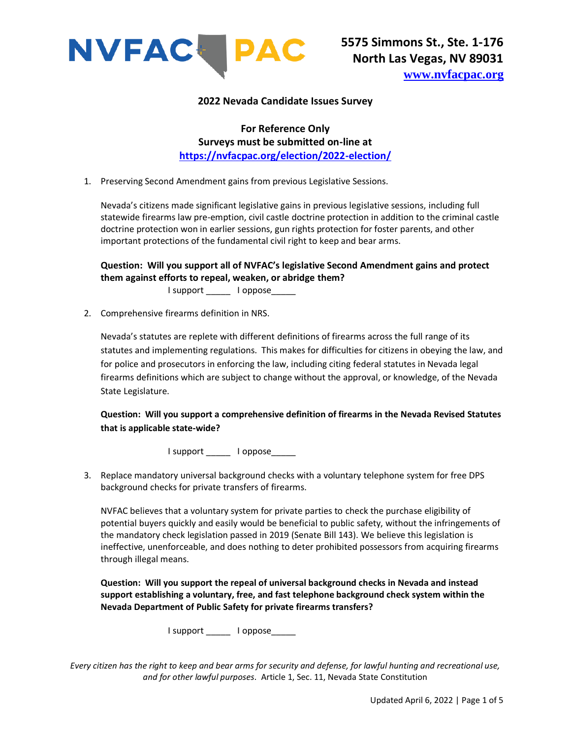NVFAC PAC

5575 Simmons St., Ste. 1-176
North Las Vegas, NV 89031
www.nvfacpac.org

## 2022 Nevada Candidate Issues Survey

**For Reference Only**
**Surveys must be submitted on-line at**
**https://nvfacpac.org/election/2022-election/**

1. Preserving Second Amendment gains from previous Legislative Sessions.

   Nevada's citizens made significant legislative gains in previous legislative sessions, including full statewide firearms law pre-emption, civil castle doctrine protection in addition to the criminal castle doctrine protection won in earlier sessions, gun rights protection for foster parents, and other important protections of the fundamental civil right to keep and bear arms.

   **Question: Will you support all of NVFAC's legislative Second Amendment gains and protect them against efforts to repeal, weaken, or abridge them?**

   I support _____ I oppose_____

2. Comprehensive firearms definition in NRS.

   Nevada's statutes are replete with different definitions of firearms across the full range of its statutes and implementing regulations. This makes for difficulties for citizens in obeying the law, and for police and prosecutors in enforcing the law, including citing federal statutes in Nevada legal firearms definitions which are subject to change without the approval, or knowledge, of the Nevada State Legislature.

   **Question: Will you support a comprehensive definition of firearms in the Nevada Revised Statutes that is applicable state-wide?**

   I support _____ I oppose_____

3. Replace mandatory universal background checks with a voluntary telephone system for free DPS background checks for private transfers of firearms.

   NVFAC believes that a voluntary system for private parties to check the purchase eligibility of potential buyers quickly and easily would be beneficial to public safety, without the infringements of the mandatory check legislation passed in 2019 (Senate Bill 143). We believe this legislation is ineffective, unenforceable, and does nothing to deter prohibited possessors from acquiring firearms through illegal means.

   **Question: Will you support the repeal of universal background checks in Nevada and instead support establishing a voluntary, free, and fast telephone background check system within the Nevada Department of Public Safety for private firearms transfers?**

   I support _____ I oppose_____

*Every citizen has the right to keep and bear arms for security and defense, for lawful hunting and recreational use, and for other lawful purposes.* Article 1, Sec. 11, Nevada State Constitution

Updated April 6, 2022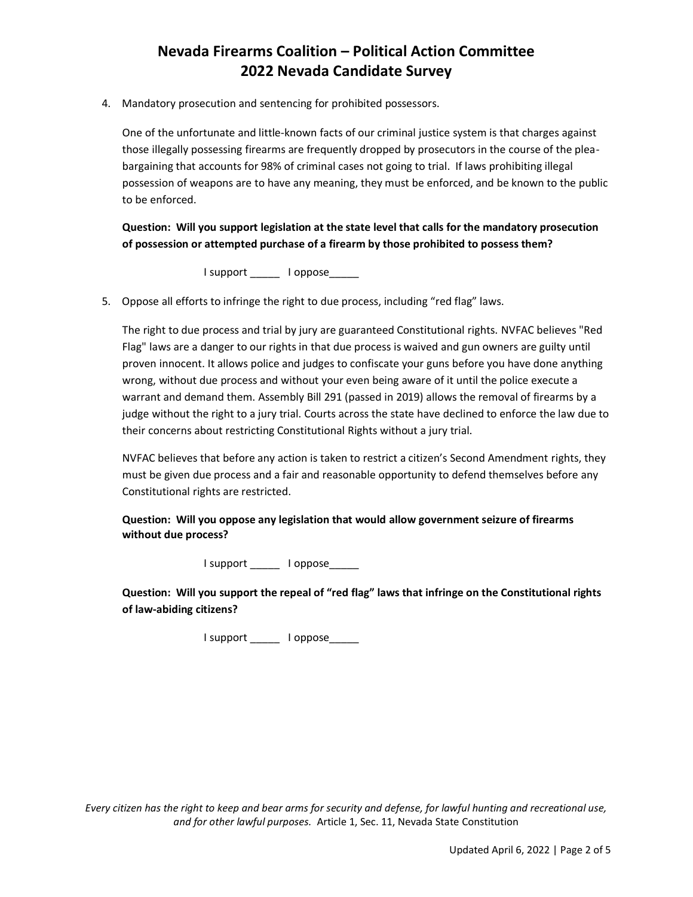4. Mandatory prosecution and sentencing for prohibited possessors.

   One of the unfortunate and little-known facts of our criminal justice system is that charges against those illegally possessing firearms are frequently dropped by prosecutors in the course of the plea-bargaining that accounts for 98% of criminal cases not going to trial. If laws prohibiting illegal possession of weapons are to have any meaning, they must be enforced, and be known to the public to be enforced.

   **Question: Will you support legislation at the state level that calls for the mandatory prosecution of possession or attempted purchase of a firearm by those prohibited to possess them?**

   I support _____ I oppose_____

5. Oppose all efforts to infringe the right to due process, including "red flag" laws.

   The right to due process and trial by jury are guaranteed Constitutional rights. NVFAC believes "Red Flag" laws are a danger to our rights in that due process is waived and gun owners are guilty until proven innocent. It allows police and judges to confiscate your guns before you have done anything wrong, without due process and without your even being aware of it until the police execute a warrant and demand them. Assembly Bill 291 (passed in 2019) allows the removal of firearms by a judge without the right to a jury trial. Courts across the state have declined to enforce the law due to their concerns about restricting Constitutional Rights without a jury trial.

   NVFAC believes that before any action is taken to restrict a citizen's Second Amendment rights, they must be given due process and a fair and reasonable opportunity to defend themselves before any Constitutional rights are restricted.

   **Question: Will you oppose any legislation that would allow government seizure of firearms without due process?**

   I support _____ I oppose_____

   **Question: Will you support the repeal of "red flag" laws that infringe on the Constitutional rights of law-abiding citizens?**

   I support _____ I oppose_____

*Every citizen has the right to keep and bear arms for security and defense, for lawful hunting and recreational use, and for other lawful purposes.* Article 1, Sec. 11, Nevada State Constitution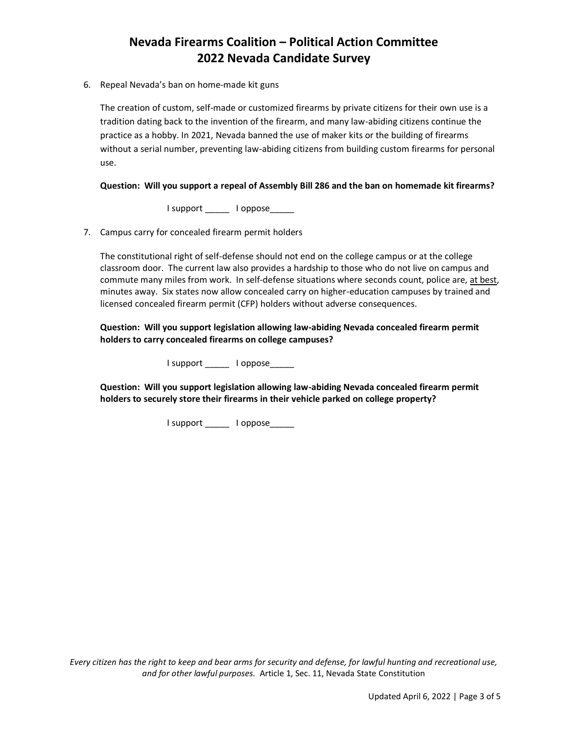6. Repeal Nevada's ban on home-made kit guns

   The creation of custom, self-made or customized firearms by private citizens for their own use is a tradition dating back to the invention of the firearm, and many law-abiding citizens continue the practice as a hobby. In 2021, Nevada banned the use of maker kits or the building of firearms without a serial number, preventing law-abiding citizens from building custom firearms for personal use.

   **Question: Will you support a repeal of Assembly Bill 286 and the ban on homemade kit firearms?**

   I support _____ I oppose_____

7. Campus carry for concealed firearm permit holders

   The constitutional right of self-defense should not end on the college campus or at the college classroom door. The current law also provides a hardship to those who do not live on campus and commute many miles from work. In self-defense situations where seconds count, police are, <u>at best</u>, minutes away. Six states now allow concealed carry on higher-education campuses by trained and licensed concealed firearm permit (CFP) holders without adverse consequences.

   **Question: Will you support legislation allowing law-abiding Nevada concealed firearm permit holders to carry concealed firearms on college campuses?**

   I support _____ I oppose_____

   **Question: Will you support legislation allowing law-abiding Nevada concealed firearm permit holders to securely store their firearms in their vehicle parked on college property?**

   I support _____ I oppose_____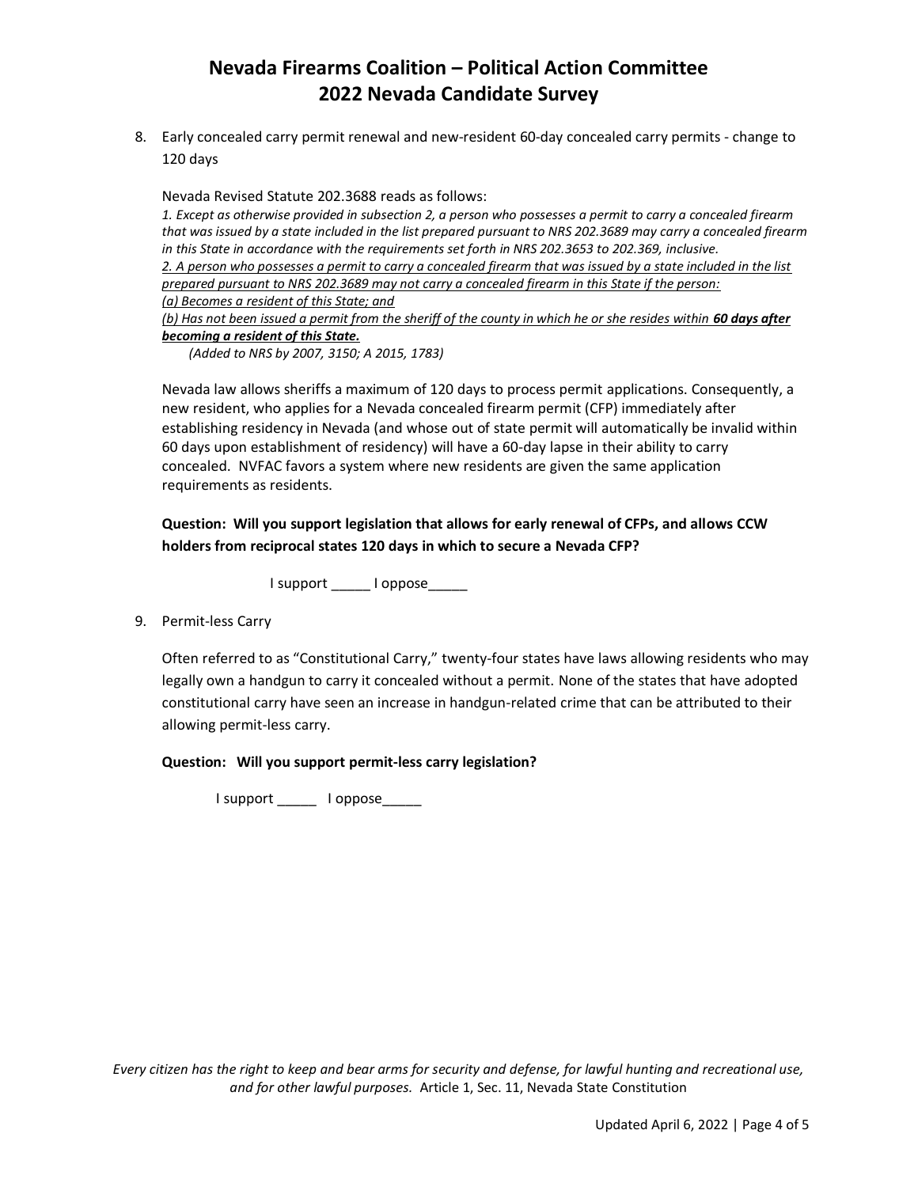8. Early concealed carry permit renewal and new-resident 60-day concealed carry permits - change to 120 days

   Nevada Revised Statute 202.3688 reads as follows:

   *1. Except as otherwise provided in subsection 2, a person who possesses a permit to carry a concealed firearm that was issued by a state included in the list prepared pursuant to NRS 202.3689 may carry a concealed firearm in this State in accordance with the requirements set forth in NRS 202.3653 to 202.369, inclusive.*
   <u>*2. A person who possesses a permit to carry a concealed firearm that was issued by a state included in the list prepared pursuant to NRS 202.3689 may not carry a concealed firearm in this State if the person:*</u>
   <u>*(a) Becomes a resident of this State; and*</u>
   <u>*(b) Has not been issued a permit from the sheriff of the county in which he or she resides within* ***60 days after becoming a resident of this State.***</u>
   *(Added to NRS by 2007, 3150; A 2015, 1783)*

   Nevada law allows sheriffs a maximum of 120 days to process permit applications. Consequently, a new resident, who applies for a Nevada concealed firearm permit (CFP) immediately after establishing residency in Nevada (and whose out of state permit will automatically be invalid within 60 days upon establishment of residency) will have a 60-day lapse in their ability to carry concealed. NVFAC favors a system where new residents are given the same application requirements as residents.

   **Question: Will you support legislation that allows for early renewal of CFPs, and allows CCW holders from reciprocal states 120 days in which to secure a Nevada CFP?**

   I support _____ I oppose_____

9. Permit-less Carry

   Often referred to as "Constitutional Carry," twenty-four states have laws allowing residents who may legally own a handgun to carry it concealed without a permit. None of the states that have adopted constitutional carry have seen an increase in handgun-related crime that can be attributed to their allowing permit-less carry.

   **Question: Will you support permit-less carry legislation?**

   I support _____ I oppose_____

*Every citizen has the right to keep and bear arms for security and defense, for lawful hunting and recreational use, and for other lawful purposes.* Article 1, Sec. 11, Nevada State Constitution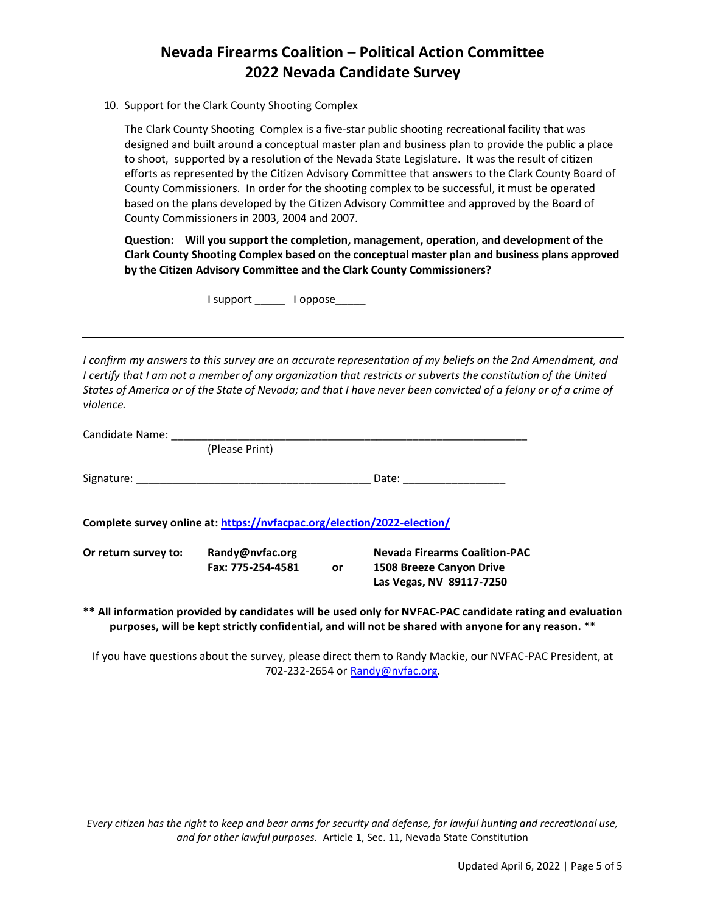# Nevada Firearms Coalition – Political Action Committee
# 2022 Nevada Candidate Survey

10. Support for the Clark County Shooting Complex

The Clark County Shooting Complex is a five-star public shooting recreational facility that was designed and built around a conceptual master plan and business plan to provide the public a place to shoot, supported by a resolution of the Nevada State Legislature. It was the result of citizen efforts as represented by the Citizen Advisory Committee that answers to the Clark County Board of County Commissioners. In order for the shooting complex to be successful, it must be operated based on the plans developed by the Citizen Advisory Committee and approved by the Board of County Commissioners in 2003, 2004 and 2007.

**Question: Will you support the completion, management, operation, and development of the Clark County Shooting Complex based on the conceptual master plan and business plans approved by the Citizen Advisory Committee and the Clark County Commissioners?**

I support _____ I oppose_____

---

*I confirm my answers to this survey are an accurate representation of my beliefs on the 2nd Amendment, and I certify that I am not a member of any organization that restricts or subverts the constitution of the United States of America or of the State of Nevada; and that I have never been convicted of a felony or of a crime of violence.*

Candidate Name: ____________________________________________________________
(Please Print)

Signature: ______________________________________ Date: ________________

**Complete survey online at: [https://nvfacpac.org/election/2022-election/](https://nvfacpac.org/election/2022-election/)**

| | | | |
|---|---|---|---|
| **Or return survey to:** | **Randy@nvfac.org** | | **Nevada Firearms Coalition-PAC** |
| | **Fax: 775-254-4581** | **or** | **1508 Breeze Canyon Drive** |
| | | | **Las Vegas, NV 89117-7250** |

**\*\* All information provided by candidates will be used only for NVFAC-PAC candidate rating and evaluation purposes, will be kept strictly confidential, and will not be shared with anyone for any reason. \*\***

If you have questions about the survey, please direct them to Randy Mackie, our NVFAC-PAC President, at 702-232-2654 or [Randy@nvfac.org](mailto:Randy@nvfac.org).

*Every citizen has the right to keep and bear arms for security and defense, for lawful hunting and recreational use, and for other lawful purposes.* Article 1, Sec. 11, Nevada State Constitution

Updated April 6, 2022